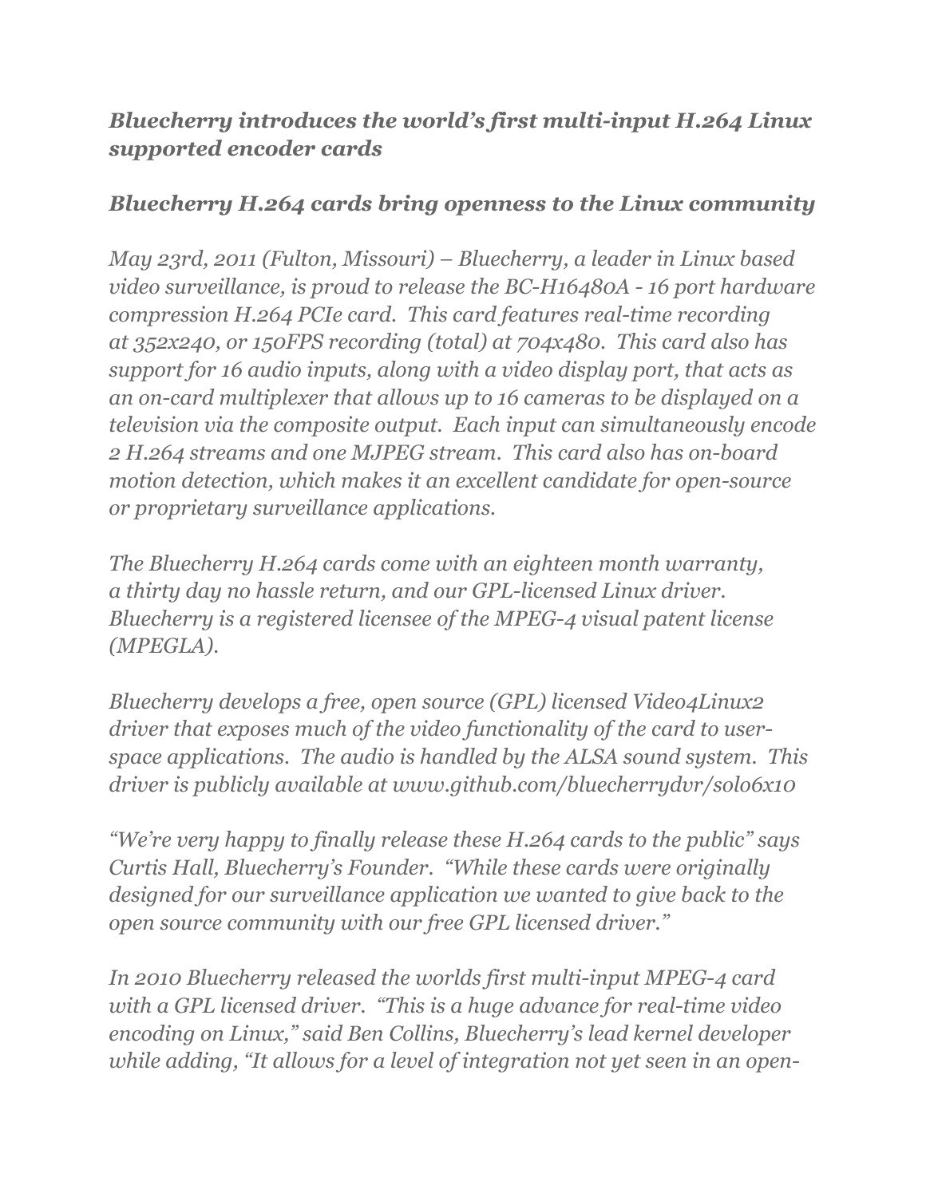## *Bluecherry introduces the world's first multi-input H.264 Linux supported encoder cards*

## *Bluecherry H.264 cards bring openness to the Linux community*

*May 23rd, 2011 (Fulton, Missouri) – Bluecherry, a leader in Linux based video surveillance, is proud to release the BC-H16480A - 16 port hardware compression H.264 PCIe card. This card features real-time recording at 352x240, or 150FPS recording (total) at 704x480. This card also has support for 16 audio inputs, along with a video display port, that acts as an on-card multiplexer that allows up to 16 cameras to be displayed on a television via the composite output. Each input can simultaneously encode 2 H.264 streams and one MJPEG stream. This card also has on-board motion detection, which makes it an excellent candidate for open-source or proprietary surveillance applications.*

*The Bluecherry H.264 cards come with an eighteen month warranty, a thirty day no hassle return, and our GPL-licensed Linux driver. Bluecherry is a registered licensee of the MPEG-4 visual patent license (MPEGLA).*

*Bluecherry develops a free, open source (GPL) licensed Video4Linux2 driver that exposes much of the video functionality of the card to user-space applications. The audio is handled by the ALSA sound system. This driver is publicly available at www.github.com/bluecherrydvr/solo6x10*

*"We're very happy to finally release these H.264 cards to the public" says Curtis Hall, Bluecherry's Founder. "While these cards were originally designed for our surveillance application we wanted to give back to the open source community with our free GPL licensed driver."*

*In 2010 Bluecherry released the worlds first multi-input MPEG-4 card with a GPL licensed driver. "This is a huge advance for real-time video encoding on Linux," said Ben Collins, Bluecherry's lead kernel developer while adding, "It allows for a level of integration not yet seen in an open-*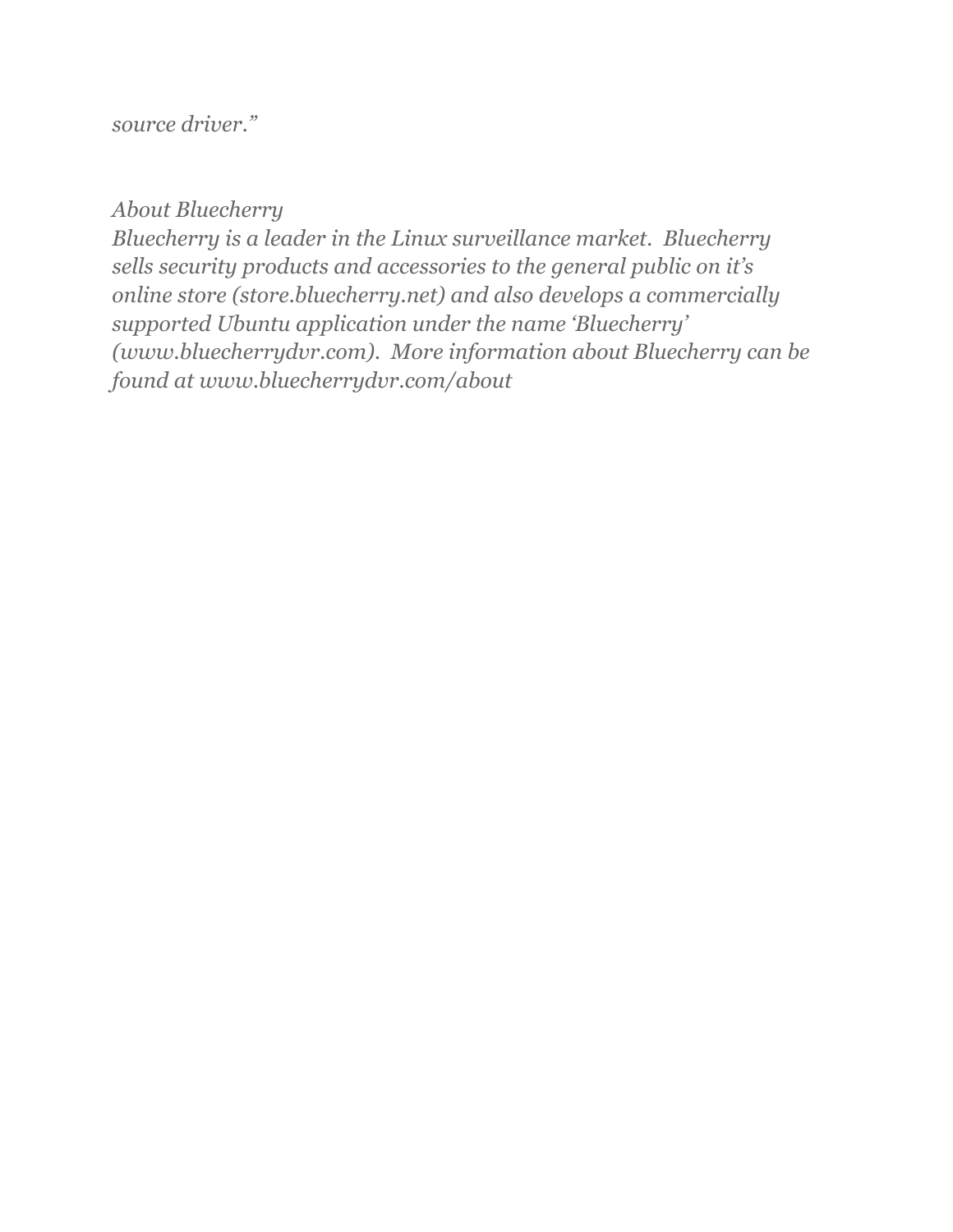*source driver."*

*About Bluecherry*
*Bluecherry is a leader in the Linux surveillance market. Bluecherry sells security products and accessories to the general public on it's online store (store.bluecherry.net) and also develops a commercially supported Ubuntu application under the name 'Bluecherry' (www.bluecherrydvr.com). More information about Bluecherry can be found at www.bluecherrydvr.com/about*